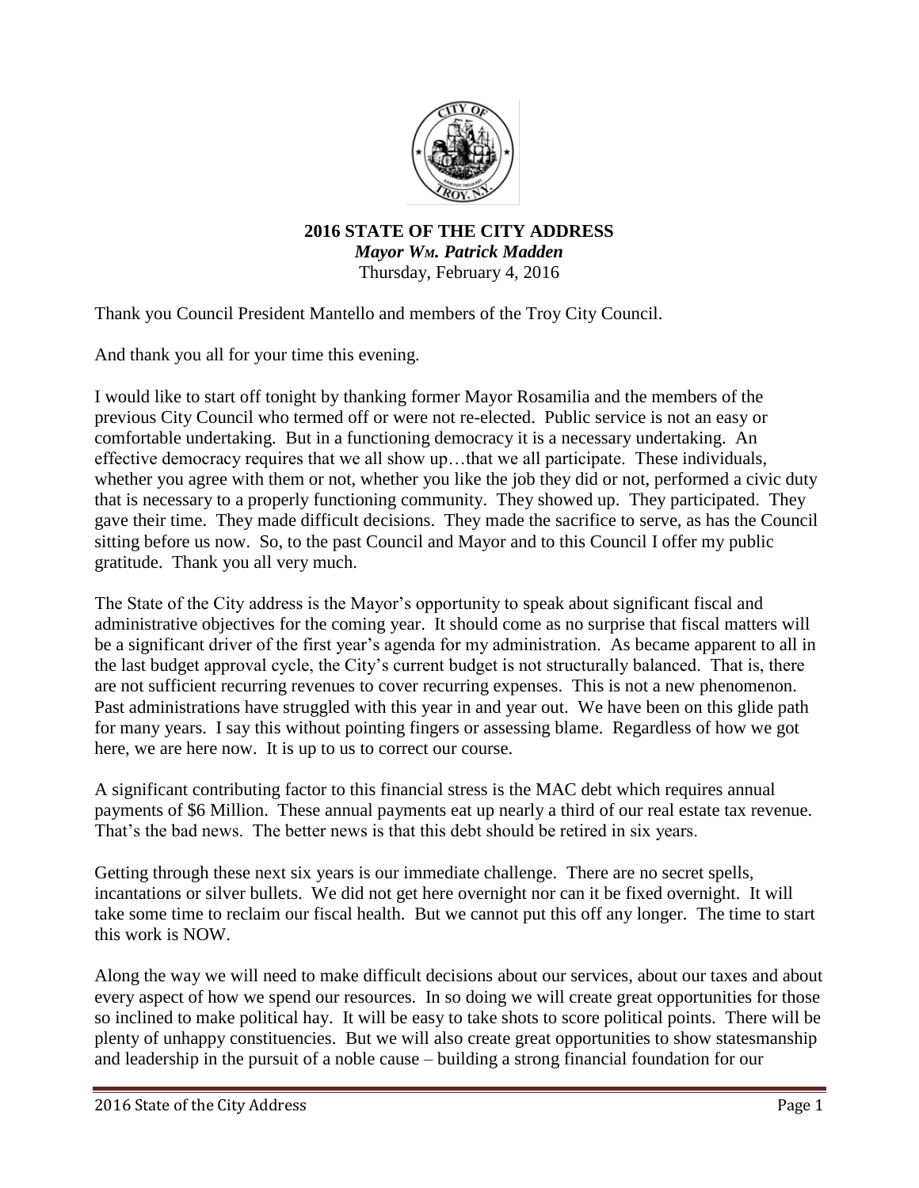# 2016 STATE OF THE CITY ADDRESS

***Mayor Wm. Patrick Madden***

Thursday, February 4, 2016

Thank you Council President Mantello and members of the Troy City Council.

And thank you all for your time this evening.

I would like to start off tonight by thanking former Mayor Rosamilia and the members of the previous City Council who termed off or were not re-elected. Public service is not an easy or comfortable undertaking. But in a functioning democracy it is a necessary undertaking. An effective democracy requires that we all show up…that we all participate. These individuals, whether you agree with them or not, whether you like the job they did or not, performed a civic duty that is necessary to a properly functioning community. They showed up. They participated. They gave their time. They made difficult decisions. They made the sacrifice to serve, as has the Council sitting before us now. So, to the past Council and Mayor and to this Council I offer my public gratitude. Thank you all very much.

The State of the City address is the Mayor's opportunity to speak about significant fiscal and administrative objectives for the coming year. It should come as no surprise that fiscal matters will be a significant driver of the first year's agenda for my administration. As became apparent to all in the last budget approval cycle, the City's current budget is not structurally balanced. That is, there are not sufficient recurring revenues to cover recurring expenses. This is not a new phenomenon. Past administrations have struggled with this year in and year out. We have been on this glide path for many years. I say this without pointing fingers or assessing blame. Regardless of how we got here, we are here now. It is up to us to correct our course.

A significant contributing factor to this financial stress is the MAC debt which requires annual payments of $6 Million. These annual payments eat up nearly a third of our real estate tax revenue. That's the bad news. The better news is that this debt should be retired in six years.

Getting through these next six years is our immediate challenge. There are no secret spells, incantations or silver bullets. We did not get here overnight nor can it be fixed overnight. It will take some time to reclaim our fiscal health. But we cannot put this off any longer. The time to start this work is NOW.

Along the way we will need to make difficult decisions about our services, about our taxes and about every aspect of how we spend our resources. In so doing we will create great opportunities for those so inclined to make political hay. It will be easy to take shots to score political points. There will be plenty of unhappy constituencies. But we will also create great opportunities to show statesmanship and leadership in the pursuit of a noble cause – building a strong financial foundation for our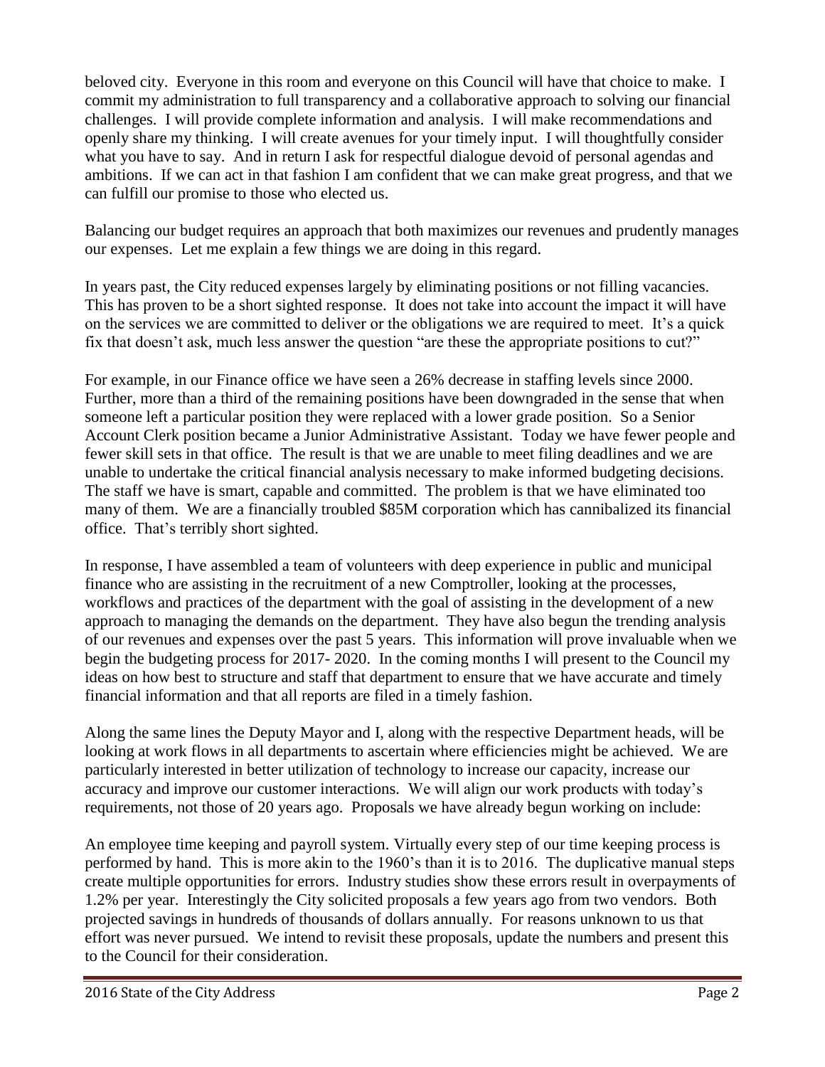beloved city. Everyone in this room and everyone on this Council will have that choice to make. I commit my administration to full transparency and a collaborative approach to solving our financial challenges. I will provide complete information and analysis. I will make recommendations and openly share my thinking. I will create avenues for your timely input. I will thoughtfully consider what you have to say. And in return I ask for respectful dialogue devoid of personal agendas and ambitions. If we can act in that fashion I am confident that we can make great progress, and that we can fulfill our promise to those who elected us.

Balancing our budget requires an approach that both maximizes our revenues and prudently manages our expenses. Let me explain a few things we are doing in this regard.

In years past, the City reduced expenses largely by eliminating positions or not filling vacancies. This has proven to be a short sighted response. It does not take into account the impact it will have on the services we are committed to deliver or the obligations we are required to meet. It's a quick fix that doesn't ask, much less answer the question "are these the appropriate positions to cut?"

For example, in our Finance office we have seen a 26% decrease in staffing levels since 2000. Further, more than a third of the remaining positions have been downgraded in the sense that when someone left a particular position they were replaced with a lower grade position. So a Senior Account Clerk position became a Junior Administrative Assistant. Today we have fewer people and fewer skill sets in that office. The result is that we are unable to meet filing deadlines and we are unable to undertake the critical financial analysis necessary to make informed budgeting decisions. The staff we have is smart, capable and committed. The problem is that we have eliminated too many of them. We are a financially troubled $85M corporation which has cannibalized its financial office. That's terribly short sighted.

In response, I have assembled a team of volunteers with deep experience in public and municipal finance who are assisting in the recruitment of a new Comptroller, looking at the processes, workflows and practices of the department with the goal of assisting in the development of a new approach to managing the demands on the department. They have also begun the trending analysis of our revenues and expenses over the past 5 years. This information will prove invaluable when we begin the budgeting process for 2017- 2020. In the coming months I will present to the Council my ideas on how best to structure and staff that department to ensure that we have accurate and timely financial information and that all reports are filed in a timely fashion.

Along the same lines the Deputy Mayor and I, along with the respective Department heads, will be looking at work flows in all departments to ascertain where efficiencies might be achieved. We are particularly interested in better utilization of technology to increase our capacity, increase our accuracy and improve our customer interactions. We will align our work products with today's requirements, not those of 20 years ago. Proposals we have already begun working on include:

An employee time keeping and payroll system. Virtually every step of our time keeping process is performed by hand. This is more akin to the 1960's than it is to 2016. The duplicative manual steps create multiple opportunities for errors. Industry studies show these errors result in overpayments of 1.2% per year. Interestingly the City solicited proposals a few years ago from two vendors. Both projected savings in hundreds of thousands of dollars annually. For reasons unknown to us that effort was never pursued. We intend to revisit these proposals, update the numbers and present this to the Council for their consideration.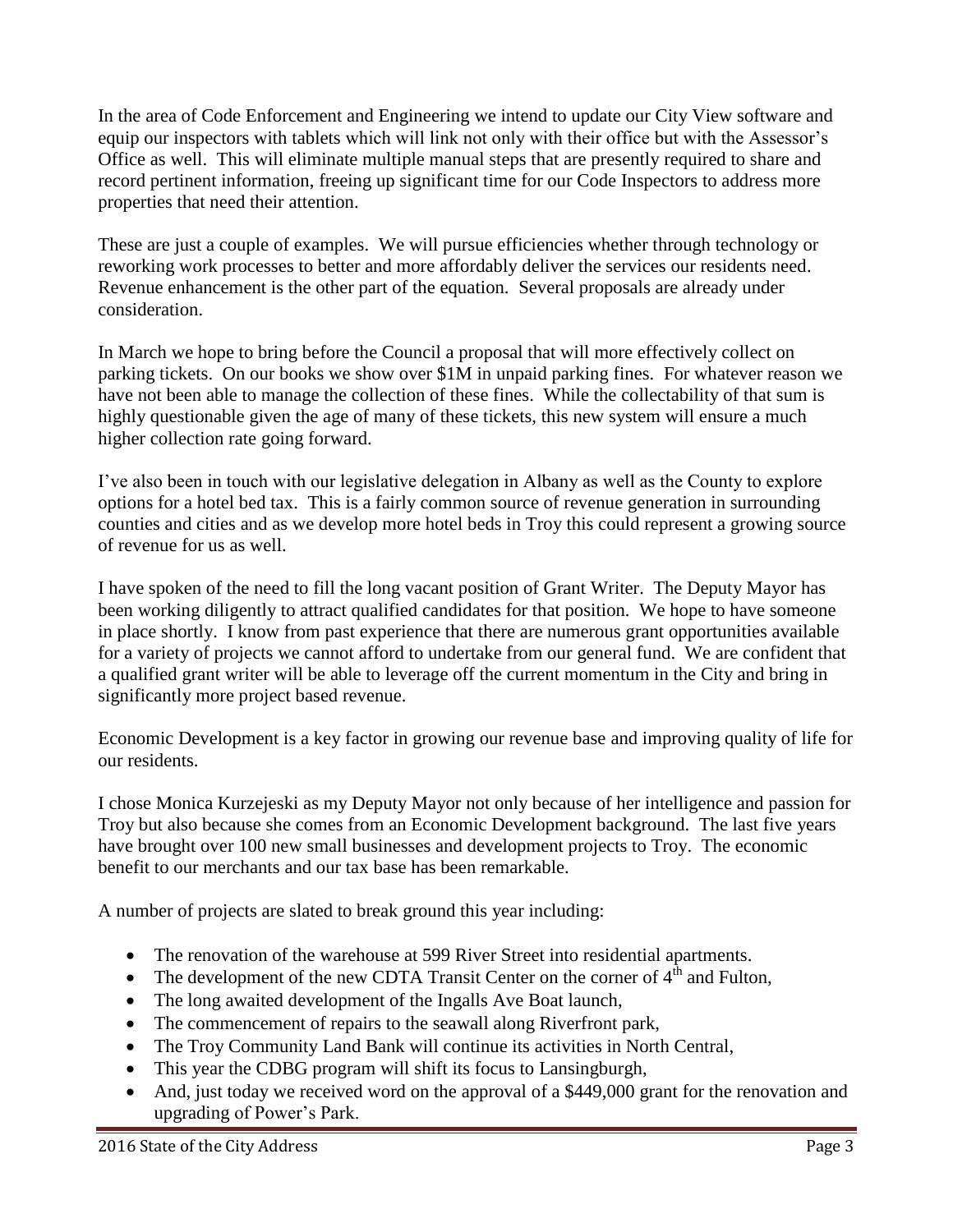In the area of Code Enforcement and Engineering we intend to update our City View software and equip our inspectors with tablets which will link not only with their office but with the Assessor's Office as well. This will eliminate multiple manual steps that are presently required to share and record pertinent information, freeing up significant time for our Code Inspectors to address more properties that need their attention.

These are just a couple of examples. We will pursue efficiencies whether through technology or reworking work processes to better and more affordably deliver the services our residents need. Revenue enhancement is the other part of the equation. Several proposals are already under consideration.

In March we hope to bring before the Council a proposal that will more effectively collect on parking tickets. On our books we show over $1M in unpaid parking fines. For whatever reason we have not been able to manage the collection of these fines. While the collectability of that sum is highly questionable given the age of many of these tickets, this new system will ensure a much higher collection rate going forward.

I've also been in touch with our legislative delegation in Albany as well as the County to explore options for a hotel bed tax. This is a fairly common source of revenue generation in surrounding counties and cities and as we develop more hotel beds in Troy this could represent a growing source of revenue for us as well.

I have spoken of the need to fill the long vacant position of Grant Writer. The Deputy Mayor has been working diligently to attract qualified candidates for that position. We hope to have someone in place shortly. I know from past experience that there are numerous grant opportunities available for a variety of projects we cannot afford to undertake from our general fund. We are confident that a qualified grant writer will be able to leverage off the current momentum in the City and bring in significantly more project based revenue.

Economic Development is a key factor in growing our revenue base and improving quality of life for our residents.

I chose Monica Kurzejeski as my Deputy Mayor not only because of her intelligence and passion for Troy but also because she comes from an Economic Development background. The last five years have brought over 100 new small businesses and development projects to Troy. The economic benefit to our merchants and our tax base has been remarkable.

A number of projects are slated to break ground this year including:

- The renovation of the warehouse at 599 River Street into residential apartments.
- The development of the new CDTA Transit Center on the corner of 4th and Fulton,
- The long awaited development of the Ingalls Ave Boat launch,
- The commencement of repairs to the seawall along Riverfront park,
- The Troy Community Land Bank will continue its activities in North Central,
- This year the CDBG program will shift its focus to Lansingburgh,
- And, just today we received word on the approval of a $449,000 grant for the renovation and upgrading of Power's Park.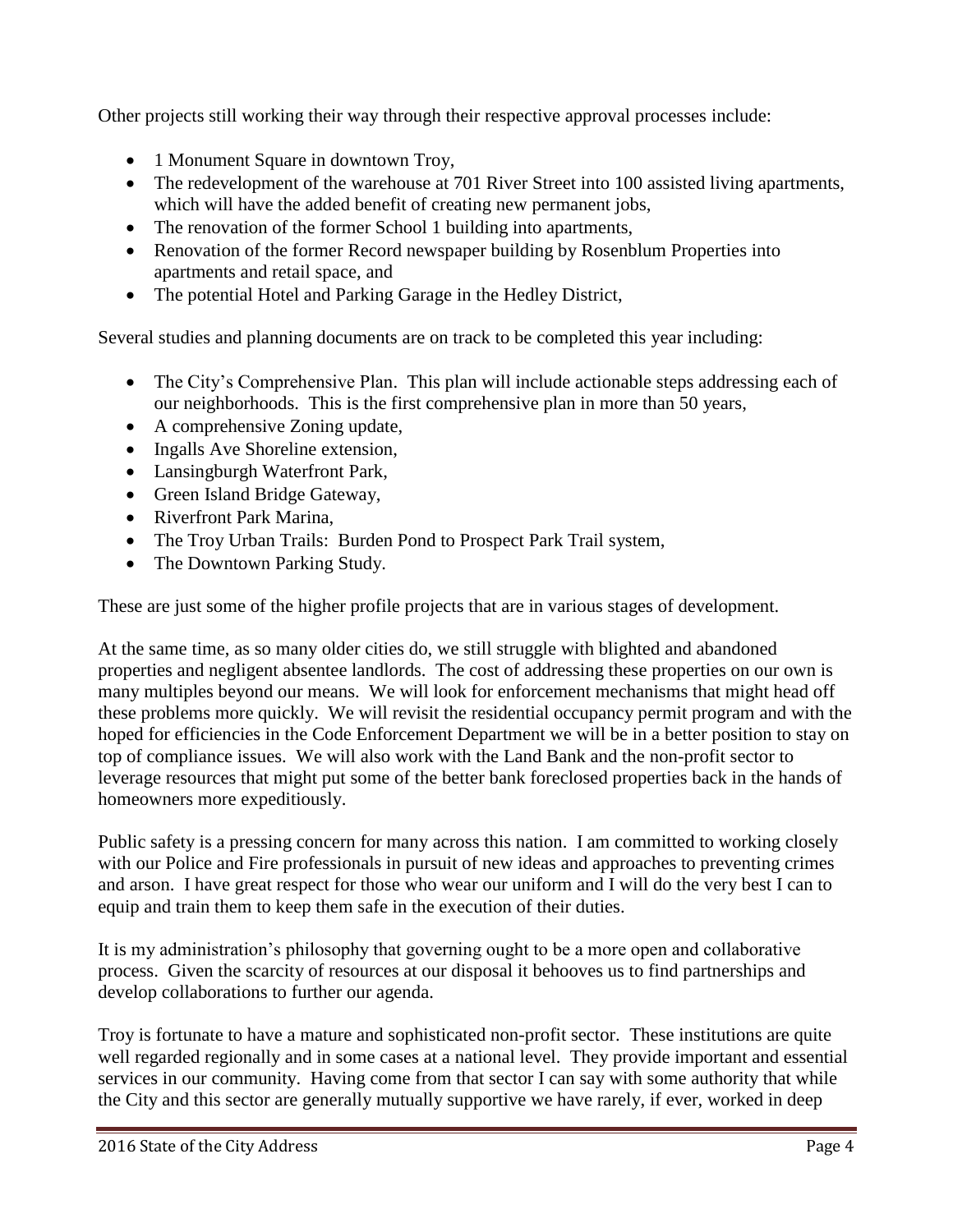Other projects still working their way through their respective approval processes include:

- 1 Monument Square in downtown Troy,
- The redevelopment of the warehouse at 701 River Street into 100 assisted living apartments, which will have the added benefit of creating new permanent jobs,
- The renovation of the former School 1 building into apartments,
- Renovation of the former Record newspaper building by Rosenblum Properties into apartments and retail space, and
- The potential Hotel and Parking Garage in the Hedley District,

Several studies and planning documents are on track to be completed this year including:

- The City's Comprehensive Plan. This plan will include actionable steps addressing each of our neighborhoods. This is the first comprehensive plan in more than 50 years,
- A comprehensive Zoning update,
- Ingalls Ave Shoreline extension,
- Lansingburgh Waterfront Park,
- Green Island Bridge Gateway,
- Riverfront Park Marina,
- The Troy Urban Trails: Burden Pond to Prospect Park Trail system,
- The Downtown Parking Study.

These are just some of the higher profile projects that are in various stages of development.

At the same time, as so many older cities do, we still struggle with blighted and abandoned properties and negligent absentee landlords. The cost of addressing these properties on our own is many multiples beyond our means. We will look for enforcement mechanisms that might head off these problems more quickly. We will revisit the residential occupancy permit program and with the hoped for efficiencies in the Code Enforcement Department we will be in a better position to stay on top of compliance issues. We will also work with the Land Bank and the non-profit sector to leverage resources that might put some of the better bank foreclosed properties back in the hands of homeowners more expeditiously.

Public safety is a pressing concern for many across this nation. I am committed to working closely with our Police and Fire professionals in pursuit of new ideas and approaches to preventing crimes and arson. I have great respect for those who wear our uniform and I will do the very best I can to equip and train them to keep them safe in the execution of their duties.

It is my administration's philosophy that governing ought to be a more open and collaborative process. Given the scarcity of resources at our disposal it behooves us to find partnerships and develop collaborations to further our agenda.

Troy is fortunate to have a mature and sophisticated non-profit sector. These institutions are quite well regarded regionally and in some cases at a national level. They provide important and essential services in our community. Having come from that sector I can say with some authority that while the City and this sector are generally mutually supportive we have rarely, if ever, worked in deep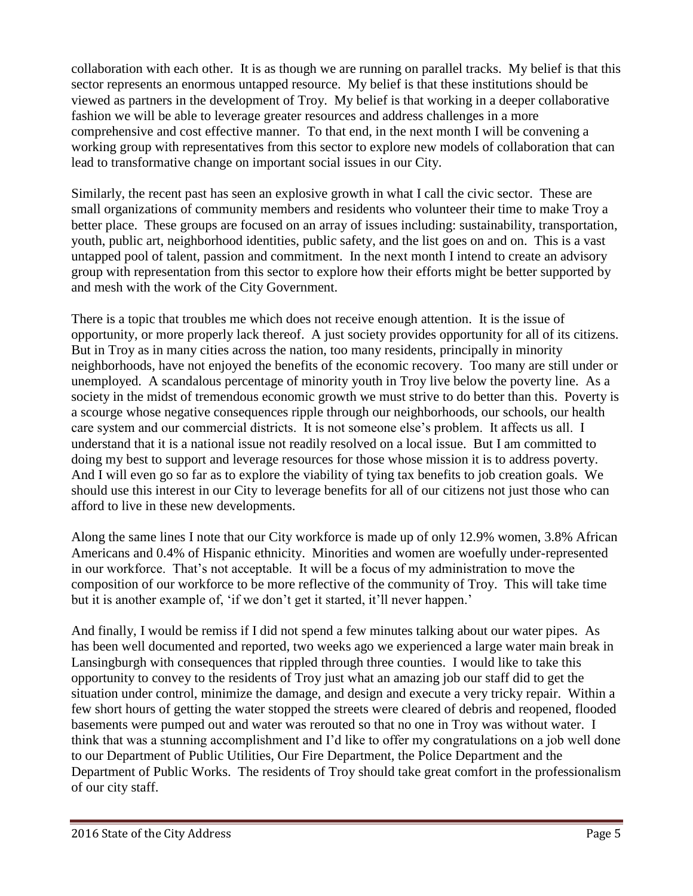collaboration with each other. It is as though we are running on parallel tracks. My belief is that this sector represents an enormous untapped resource. My belief is that these institutions should be viewed as partners in the development of Troy. My belief is that working in a deeper collaborative fashion we will be able to leverage greater resources and address challenges in a more comprehensive and cost effective manner. To that end, in the next month I will be convening a working group with representatives from this sector to explore new models of collaboration that can lead to transformative change on important social issues in our City.

Similarly, the recent past has seen an explosive growth in what I call the civic sector. These are small organizations of community members and residents who volunteer their time to make Troy a better place. These groups are focused on an array of issues including: sustainability, transportation, youth, public art, neighborhood identities, public safety, and the list goes on and on. This is a vast untapped pool of talent, passion and commitment. In the next month I intend to create an advisory group with representation from this sector to explore how their efforts might be better supported by and mesh with the work of the City Government.

There is a topic that troubles me which does not receive enough attention. It is the issue of opportunity, or more properly lack thereof. A just society provides opportunity for all of its citizens. But in Troy as in many cities across the nation, too many residents, principally in minority neighborhoods, have not enjoyed the benefits of the economic recovery. Too many are still under or unemployed. A scandalous percentage of minority youth in Troy live below the poverty line. As a society in the midst of tremendous economic growth we must strive to do better than this. Poverty is a scourge whose negative consequences ripple through our neighborhoods, our schools, our health care system and our commercial districts. It is not someone else's problem. It affects us all. I understand that it is a national issue not readily resolved on a local issue. But I am committed to doing my best to support and leverage resources for those whose mission it is to address poverty. And I will even go so far as to explore the viability of tying tax benefits to job creation goals. We should use this interest in our City to leverage benefits for all of our citizens not just those who can afford to live in these new developments.

Along the same lines I note that our City workforce is made up of only 12.9% women, 3.8% African Americans and 0.4% of Hispanic ethnicity. Minorities and women are woefully under-represented in our workforce. That's not acceptable. It will be a focus of my administration to move the composition of our workforce to be more reflective of the community of Troy. This will take time but it is another example of, 'if we don't get it started, it'll never happen.'

And finally, I would be remiss if I did not spend a few minutes talking about our water pipes. As has been well documented and reported, two weeks ago we experienced a large water main break in Lansingburgh with consequences that rippled through three counties. I would like to take this opportunity to convey to the residents of Troy just what an amazing job our staff did to get the situation under control, minimize the damage, and design and execute a very tricky repair. Within a few short hours of getting the water stopped the streets were cleared of debris and reopened, flooded basements were pumped out and water was rerouted so that no one in Troy was without water. I think that was a stunning accomplishment and I'd like to offer my congratulations on a job well done to our Department of Public Utilities, Our Fire Department, the Police Department and the Department of Public Works. The residents of Troy should take great comfort in the professionalism of our city staff.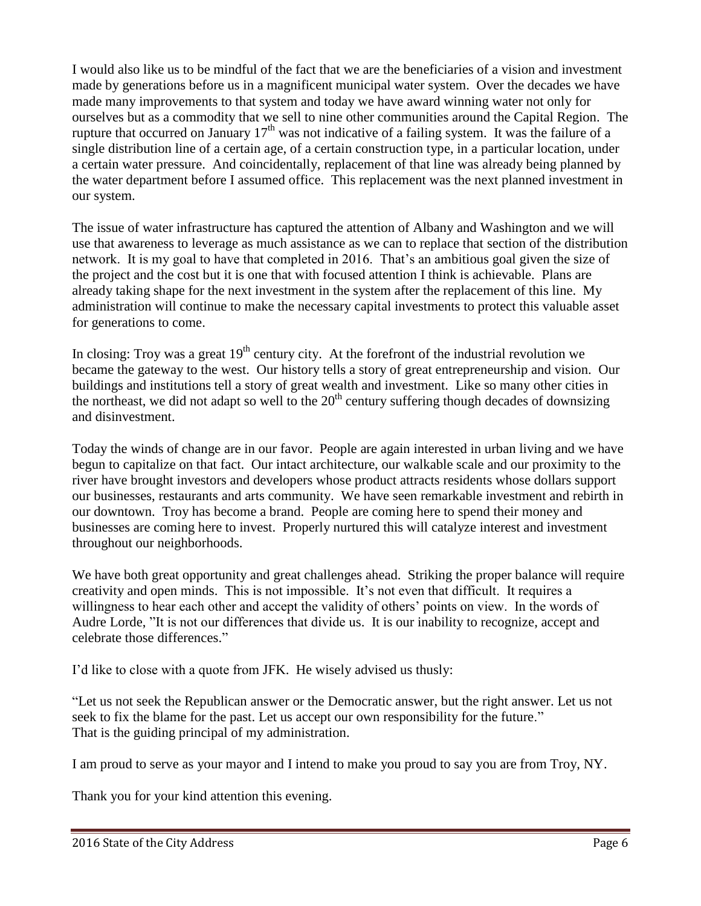I would also like us to be mindful of the fact that we are the beneficiaries of a vision and investment made by generations before us in a magnificent municipal water system. Over the decades we have made many improvements to that system and today we have award winning water not only for ourselves but as a commodity that we sell to nine other communities around the Capital Region. The rupture that occurred on January 17th was not indicative of a failing system. It was the failure of a single distribution line of a certain age, of a certain construction type, in a particular location, under a certain water pressure. And coincidentally, replacement of that line was already being planned by the water department before I assumed office. This replacement was the next planned investment in our system.

The issue of water infrastructure has captured the attention of Albany and Washington and we will use that awareness to leverage as much assistance as we can to replace that section of the distribution network. It is my goal to have that completed in 2016. That's an ambitious goal given the size of the project and the cost but it is one that with focused attention I think is achievable. Plans are already taking shape for the next investment in the system after the replacement of this line. My administration will continue to make the necessary capital investments to protect this valuable asset for generations to come.

In closing: Troy was a great 19th century city. At the forefront of the industrial revolution we became the gateway to the west. Our history tells a story of great entrepreneurship and vision. Our buildings and institutions tell a story of great wealth and investment. Like so many other cities in the northeast, we did not adapt so well to the 20th century suffering though decades of downsizing and disinvestment.

Today the winds of change are in our favor. People are again interested in urban living and we have begun to capitalize on that fact. Our intact architecture, our walkable scale and our proximity to the river have brought investors and developers whose product attracts residents whose dollars support our businesses, restaurants and arts community. We have seen remarkable investment and rebirth in our downtown. Troy has become a brand. People are coming here to spend their money and businesses are coming here to invest. Properly nurtured this will catalyze interest and investment throughout our neighborhoods.

We have both great opportunity and great challenges ahead. Striking the proper balance will require creativity and open minds. This is not impossible. It's not even that difficult. It requires a willingness to hear each other and accept the validity of others' points on view. In the words of Audre Lorde, "It is not our differences that divide us. It is our inability to recognize, accept and celebrate those differences."

I'd like to close with a quote from JFK. He wisely advised us thusly:

"Let us not seek the Republican answer or the Democratic answer, but the right answer. Let us not seek to fix the blame for the past. Let us accept our own responsibility for the future."
That is the guiding principal of my administration.

I am proud to serve as your mayor and I intend to make you proud to say you are from Troy, NY.

Thank you for your kind attention this evening.